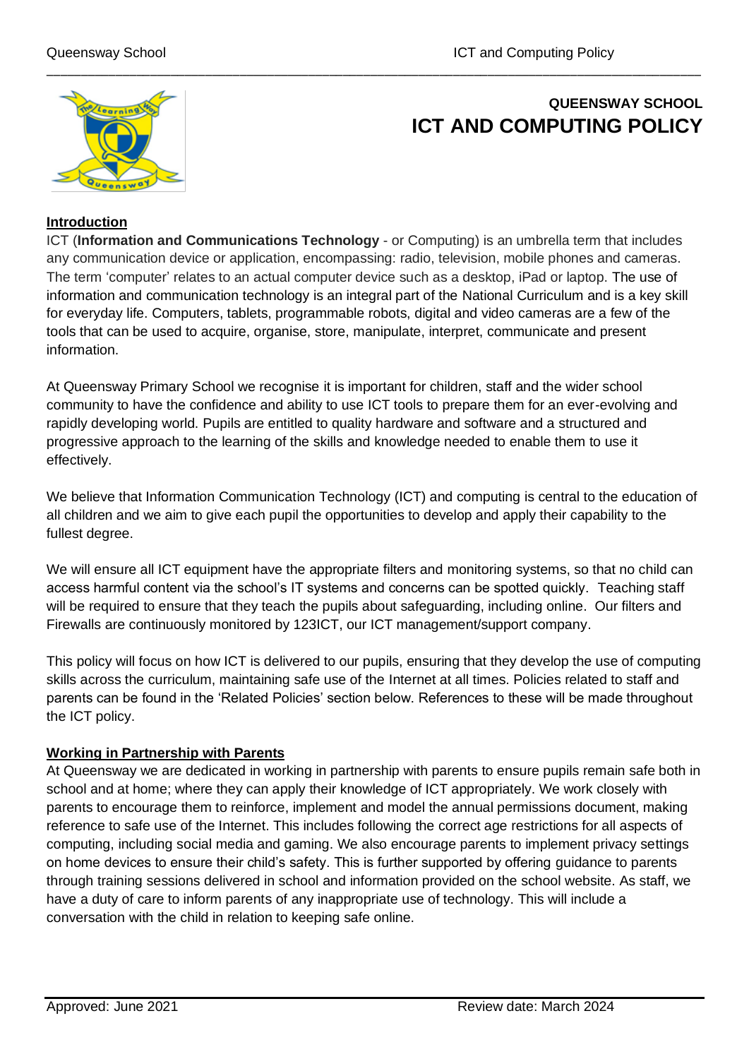**QUEENSWAY SCHOOL**

# ICT AND COMPUTING POLICY

## Introduction

ICT (**Information and Communications Technology** - or Computing) is an umbrella term that includes any communication device or application, encompassing: radio, television, mobile phones and cameras. The term 'computer' relates to an actual computer device such as a desktop, iPad or laptop. The use of information and communication technology is an integral part of the National Curriculum and is a key skill for everyday life. Computers, tablets, programmable robots, digital and video cameras are a few of the tools that can be used to acquire, organise, store, manipulate, interpret, communicate and present information.

At Queensway Primary School we recognise it is important for children, staff and the wider school community to have the confidence and ability to use ICT tools to prepare them for an ever-evolving and rapidly developing world. Pupils are entitled to quality hardware and software and a structured and progressive approach to the learning of the skills and knowledge needed to enable them to use it effectively.

We believe that Information Communication Technology (ICT) and computing is central to the education of all children and we aim to give each pupil the opportunities to develop and apply their capability to the fullest degree.

We will ensure all ICT equipment have the appropriate filters and monitoring systems, so that no child can access harmful content via the school's IT systems and concerns can be spotted quickly. Teaching staff will be required to ensure that they teach the pupils about safeguarding, including online. Our filters and Firewalls are continuously monitored by 123ICT, our ICT management/support company.

This policy will focus on how ICT is delivered to our pupils, ensuring that they develop the use of computing skills across the curriculum, maintaining safe use of the Internet at all times. Policies related to staff and parents can be found in the 'Related Policies' section below. References to these will be made throughout the ICT policy.

## Working in Partnership with Parents

At Queensway we are dedicated in working in partnership with parents to ensure pupils remain safe both in school and at home; where they can apply their knowledge of ICT appropriately. We work closely with parents to encourage them to reinforce, implement and model the annual permissions document, making reference to safe use of the Internet. This includes following the correct age restrictions for all aspects of computing, including social media and gaming. We also encourage parents to implement privacy settings on home devices to ensure their child's safety. This is further supported by offering guidance to parents through training sessions delivered in school and information provided on the school website. As staff, we have a duty of care to inform parents of any inappropriate use of technology. This will include a conversation with the child in relation to keeping safe online.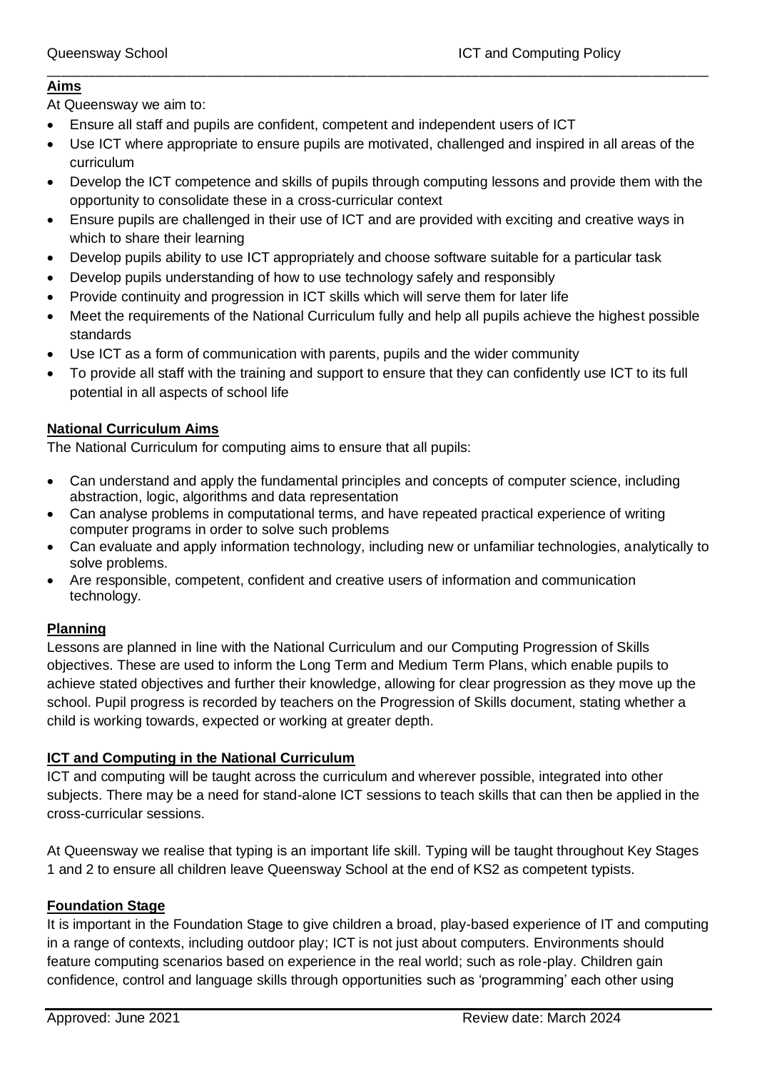## Aims

At Queensway we aim to:

- Ensure all staff and pupils are confident, competent and independent users of ICT
- Use ICT where appropriate to ensure pupils are motivated, challenged and inspired in all areas of the curriculum
- Develop the ICT competence and skills of pupils through computing lessons and provide them with the opportunity to consolidate these in a cross-curricular context
- Ensure pupils are challenged in their use of ICT and are provided with exciting and creative ways in which to share their learning
- Develop pupils ability to use ICT appropriately and choose software suitable for a particular task
- Develop pupils understanding of how to use technology safely and responsibly
- Provide continuity and progression in ICT skills which will serve them for later life
- Meet the requirements of the National Curriculum fully and help all pupils achieve the highest possible standards
- Use ICT as a form of communication with parents, pupils and the wider community
- To provide all staff with the training and support to ensure that they can confidently use ICT to its full potential in all aspects of school life

## National Curriculum Aims

The National Curriculum for computing aims to ensure that all pupils:

- Can understand and apply the fundamental principles and concepts of computer science, including abstraction, logic, algorithms and data representation
- Can analyse problems in computational terms, and have repeated practical experience of writing computer programs in order to solve such problems
- Can evaluate and apply information technology, including new or unfamiliar technologies, analytically to solve problems.
- Are responsible, competent, confident and creative users of information and communication technology.

## Planning

Lessons are planned in line with the National Curriculum and our Computing Progression of Skills objectives. These are used to inform the Long Term and Medium Term Plans, which enable pupils to achieve stated objectives and further their knowledge, allowing for clear progression as they move up the school. Pupil progress is recorded by teachers on the Progression of Skills document, stating whether a child is working towards, expected or working at greater depth.

## ICT and Computing in the National Curriculum

ICT and computing will be taught across the curriculum and wherever possible, integrated into other subjects. There may be a need for stand-alone ICT sessions to teach skills that can then be applied in the cross-curricular sessions.

At Queensway we realise that typing is an important life skill. Typing will be taught throughout Key Stages 1 and 2 to ensure all children leave Queensway School at the end of KS2 as competent typists.

## Foundation Stage

It is important in the Foundation Stage to give children a broad, play-based experience of IT and computing in a range of contexts, including outdoor play; ICT is not just about computers. Environments should feature computing scenarios based on experience in the real world; such as role-play. Children gain confidence, control and language skills through opportunities such as 'programming' each other using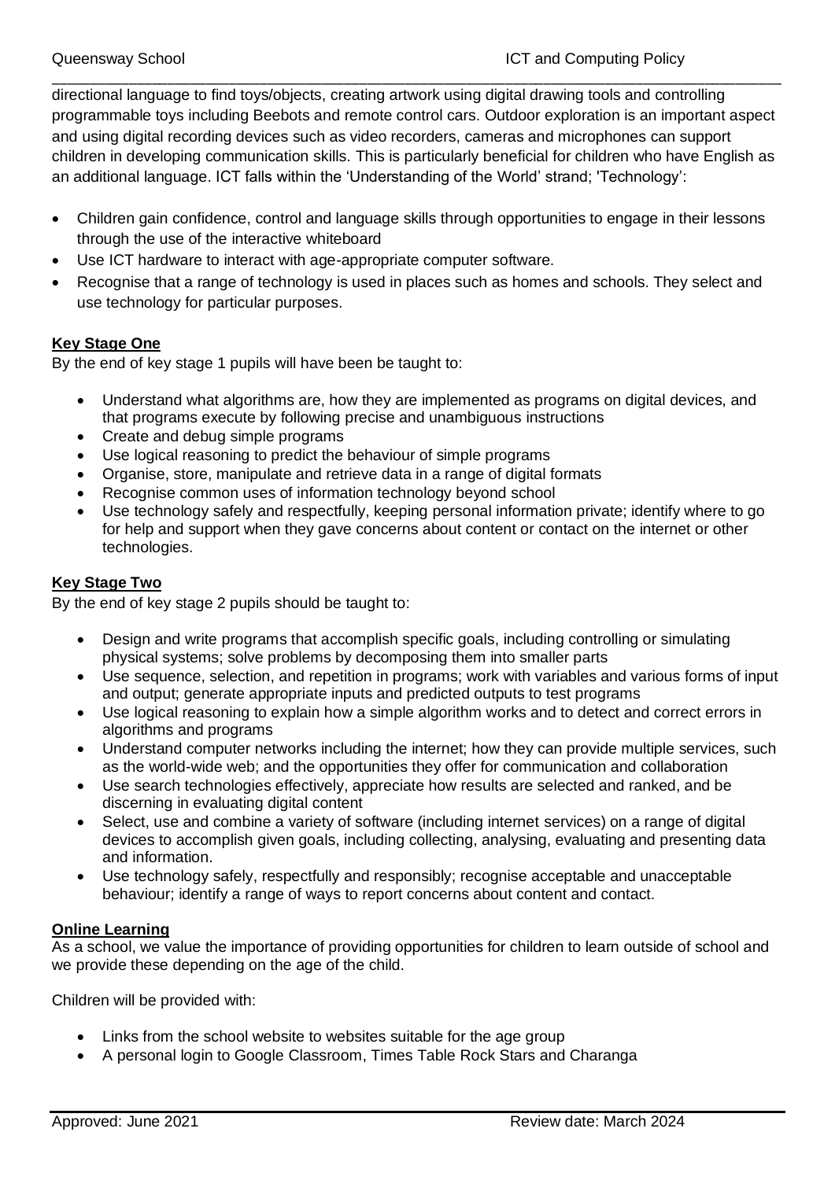directional language to find toys/objects, creating artwork using digital drawing tools and controlling programmable toys including Beebots and remote control cars. Outdoor exploration is an important aspect and using digital recording devices such as video recorders, cameras and microphones can support children in developing communication skills. This is particularly beneficial for children who have English as an additional language. ICT falls within the 'Understanding of the World' strand; 'Technology':

- Children gain confidence, control and language skills through opportunities to engage in their lessons through the use of the interactive whiteboard
- Use ICT hardware to interact with age-appropriate computer software.
- Recognise that a range of technology is used in places such as homes and schools. They select and use technology for particular purposes.

**Key Stage One**

By the end of key stage 1 pupils will have been be taught to:

- Understand what algorithms are, how they are implemented as programs on digital devices, and that programs execute by following precise and unambiguous instructions
- Create and debug simple programs
- Use logical reasoning to predict the behaviour of simple programs
- Organise, store, manipulate and retrieve data in a range of digital formats
- Recognise common uses of information technology beyond school
- Use technology safely and respectfully, keeping personal information private; identify where to go for help and support when they gave concerns about content or contact on the internet or other technologies.

**Key Stage Two**

By the end of key stage 2 pupils should be taught to:

- Design and write programs that accomplish specific goals, including controlling or simulating physical systems; solve problems by decomposing them into smaller parts
- Use sequence, selection, and repetition in programs; work with variables and various forms of input and output; generate appropriate inputs and predicted outputs to test programs
- Use logical reasoning to explain how a simple algorithm works and to detect and correct errors in algorithms and programs
- Understand computer networks including the internet; how they can provide multiple services, such as the world-wide web; and the opportunities they offer for communication and collaboration
- Use search technologies effectively, appreciate how results are selected and ranked, and be discerning in evaluating digital content
- Select, use and combine a variety of software (including internet services) on a range of digital devices to accomplish given goals, including collecting, analysing, evaluating and presenting data and information.
- Use technology safely, respectfully and responsibly; recognise acceptable and unacceptable behaviour; identify a range of ways to report concerns about content and contact.

**Online Learning**

As a school, we value the importance of providing opportunities for children to learn outside of school and we provide these depending on the age of the child.

Children will be provided with:

- Links from the school website to websites suitable for the age group
- A personal login to Google Classroom, Times Table Rock Stars and Charanga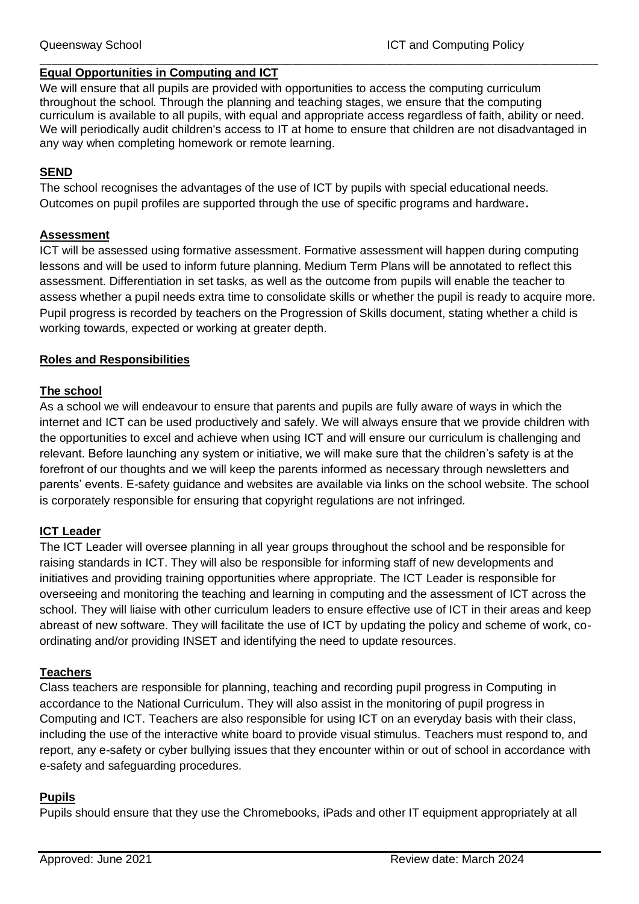**Equal Opportunities in Computing and ICT**

We will ensure that all pupils are provided with opportunities to access the computing curriculum throughout the school. Through the planning and teaching stages, we ensure that the computing curriculum is available to all pupils, with equal and appropriate access regardless of faith, ability or need. We will periodically audit children's access to IT at home to ensure that children are not disadvantaged in any way when completing homework or remote learning.

**SEND**

The school recognises the advantages of the use of ICT by pupils with special educational needs. Outcomes on pupil profiles are supported through the use of specific programs and hardware.

**Assessment**

ICT will be assessed using formative assessment. Formative assessment will happen during computing lessons and will be used to inform future planning. Medium Term Plans will be annotated to reflect this assessment. Differentiation in set tasks, as well as the outcome from pupils will enable the teacher to assess whether a pupil needs extra time to consolidate skills or whether the pupil is ready to acquire more. Pupil progress is recorded by teachers on the Progression of Skills document, stating whether a child is working towards, expected or working at greater depth.

**Roles and Responsibilities**

**The school**

As a school we will endeavour to ensure that parents and pupils are fully aware of ways in which the internet and ICT can be used productively and safely. We will always ensure that we provide children with the opportunities to excel and achieve when using ICT and will ensure our curriculum is challenging and relevant. Before launching any system or initiative, we will make sure that the children's safety is at the forefront of our thoughts and we will keep the parents informed as necessary through newsletters and parents' events. E-safety guidance and websites are available via links on the school website. The school is corporately responsible for ensuring that copyright regulations are not infringed.

**ICT Leader**

The ICT Leader will oversee planning in all year groups throughout the school and be responsible for raising standards in ICT. They will also be responsible for informing staff of new developments and initiatives and providing training opportunities where appropriate. The ICT Leader is responsible for overseeing and monitoring the teaching and learning in computing and the assessment of ICT across the school. They will liaise with other curriculum leaders to ensure effective use of ICT in their areas and keep abreast of new software. They will facilitate the use of ICT by updating the policy and scheme of work, co-ordinating and/or providing INSET and identifying the need to update resources.

**Teachers**

Class teachers are responsible for planning, teaching and recording pupil progress in Computing in accordance to the National Curriculum. They will also assist in the monitoring of pupil progress in Computing and ICT. Teachers are also responsible for using ICT on an everyday basis with their class, including the use of the interactive white board to provide visual stimulus. Teachers must respond to, and report, any e-safety or cyber bullying issues that they encounter within or out of school in accordance with e-safety and safeguarding procedures.

**Pupils**

Pupils should ensure that they use the Chromebooks, iPads and other IT equipment appropriately at all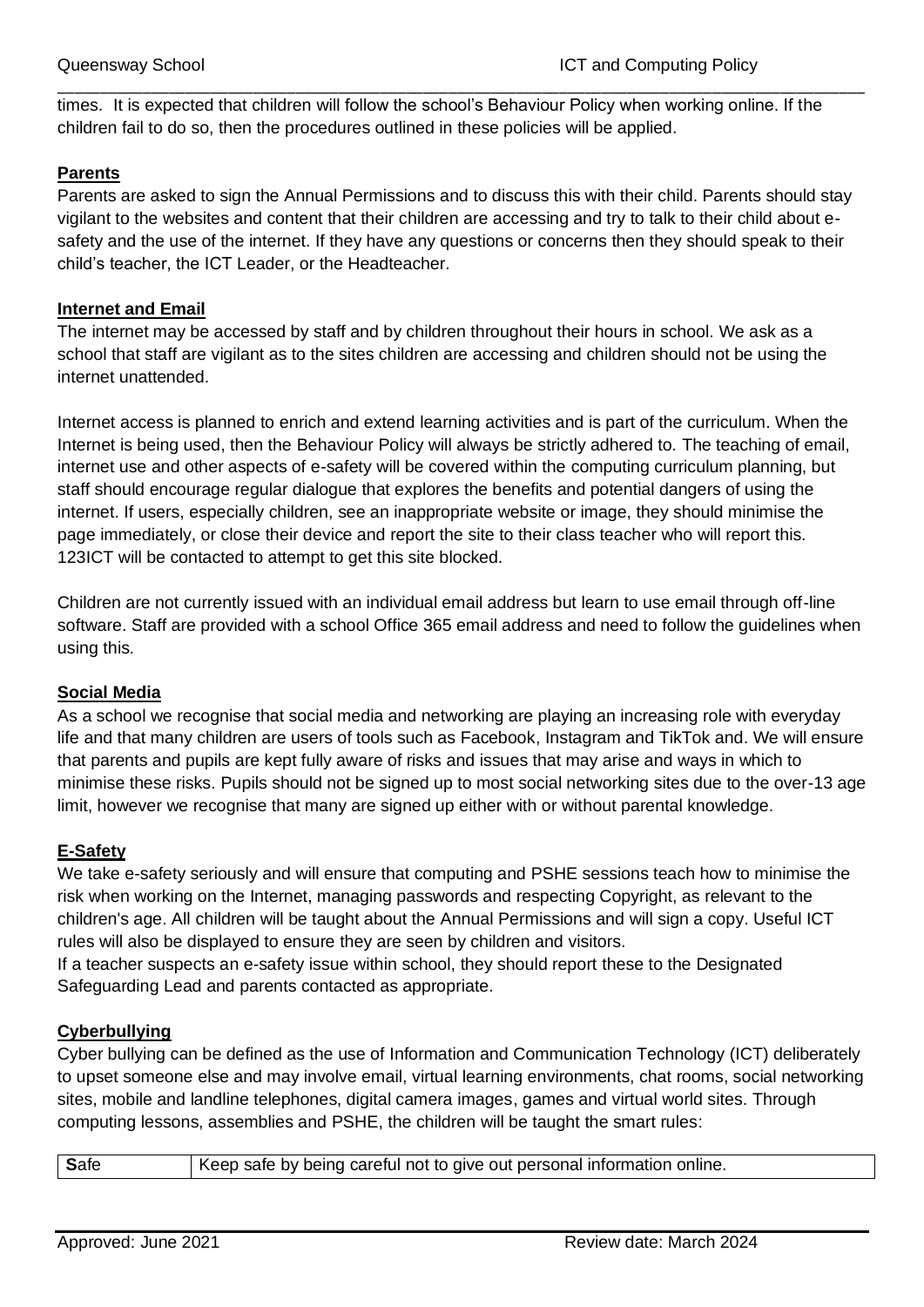times. It is expected that children will follow the school's Behaviour Policy when working online. If the children fail to do so, then the procedures outlined in these policies will be applied.

**Parents**

Parents are asked to sign the Annual Permissions and to discuss this with their child. Parents should stay vigilant to the websites and content that their children are accessing and try to talk to their child about e-safety and the use of the internet. If they have any questions or concerns then they should speak to their child's teacher, the ICT Leader, or the Headteacher.

**Internet and Email**

The internet may be accessed by staff and by children throughout their hours in school. We ask as a school that staff are vigilant as to the sites children are accessing and children should not be using the internet unattended.

Internet access is planned to enrich and extend learning activities and is part of the curriculum. When the Internet is being used, then the Behaviour Policy will always be strictly adhered to. The teaching of email, internet use and other aspects of e-safety will be covered within the computing curriculum planning, but staff should encourage regular dialogue that explores the benefits and potential dangers of using the internet. If users, especially children, see an inappropriate website or image, they should minimise the page immediately, or close their device and report the site to their class teacher who will report this. 123ICT will be contacted to attempt to get this site blocked.

Children are not currently issued with an individual email address but learn to use email through off-line software. Staff are provided with a school Office 365 email address and need to follow the guidelines when using this.

**Social Media**

As a school we recognise that social media and networking are playing an increasing role with everyday life and that many children are users of tools such as Facebook, Instagram and TikTok and. We will ensure that parents and pupils are kept fully aware of risks and issues that may arise and ways in which to minimise these risks. Pupils should not be signed up to most social networking sites due to the over-13 age limit, however we recognise that many are signed up either with or without parental knowledge.

**E-Safety**

We take e-safety seriously and will ensure that computing and PSHE sessions teach how to minimise the risk when working on the Internet, managing passwords and respecting Copyright, as relevant to the children's age. All children will be taught about the Annual Permissions and will sign a copy. Useful ICT rules will also be displayed to ensure they are seen by children and visitors.

If a teacher suspects an e-safety issue within school, they should report these to the Designated Safeguarding Lead and parents contacted as appropriate.

**Cyberbullying**

Cyber bullying can be defined as the use of Information and Communication Technology (ICT) deliberately to upset someone else and may involve email, virtual learning environments, chat rooms, social networking sites, mobile and landline telephones, digital camera images, games and virtual world sites. Through computing lessons, assemblies and PSHE, the children will be taught the smart rules:

| **S**afe | Keep safe by being careful not to give out personal information online. |
|---|---|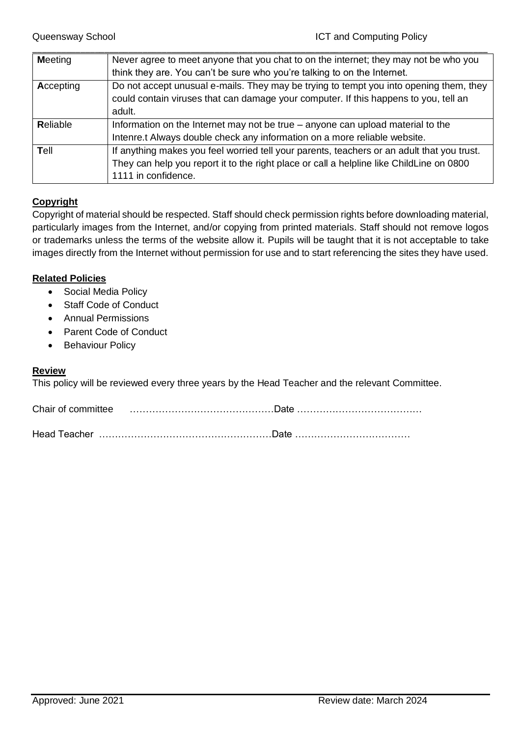| | |
|---|---|
| **M**eeting | Never agree to meet anyone that you chat to on the internet; they may not be who you think they are. You can't be sure who you're talking to on the Internet. |
| **A**ccepting | Do not accept unusual e-mails. They may be trying to tempt you into opening them, they could contain viruses that can damage your computer. If this happens to you, tell an adult. |
| **R**eliable | Information on the Internet may not be true – anyone can upload material to the Intenre.t Always double check any information on a more reliable website. |
| **T**ell | If anything makes you feel worried tell your parents, teachers or an adult that you trust. They can help you report it to the right place or call a helpline like ChildLine on 0800 1111 in confidence. |

**Copyright**

Copyright of material should be respected. Staff should check permission rights before downloading material, particularly images from the Internet, and/or copying from printed materials. Staff should not remove logos or trademarks unless the terms of the website allow it. Pupils will be taught that it is not acceptable to take images directly from the Internet without permission for use and to start referencing the sites they have used.

**Related Policies**

- Social Media Policy
- Staff Code of Conduct
- Annual Permissions
- Parent Code of Conduct
- Behaviour Policy

**Review**

This policy will be reviewed every three years by the Head Teacher and the relevant Committee.

Chair of committee ………………………………………Date …………………………………

Head Teacher ……………………………………………Date ………………………………

Approved: June 2021 Review date: March 2024